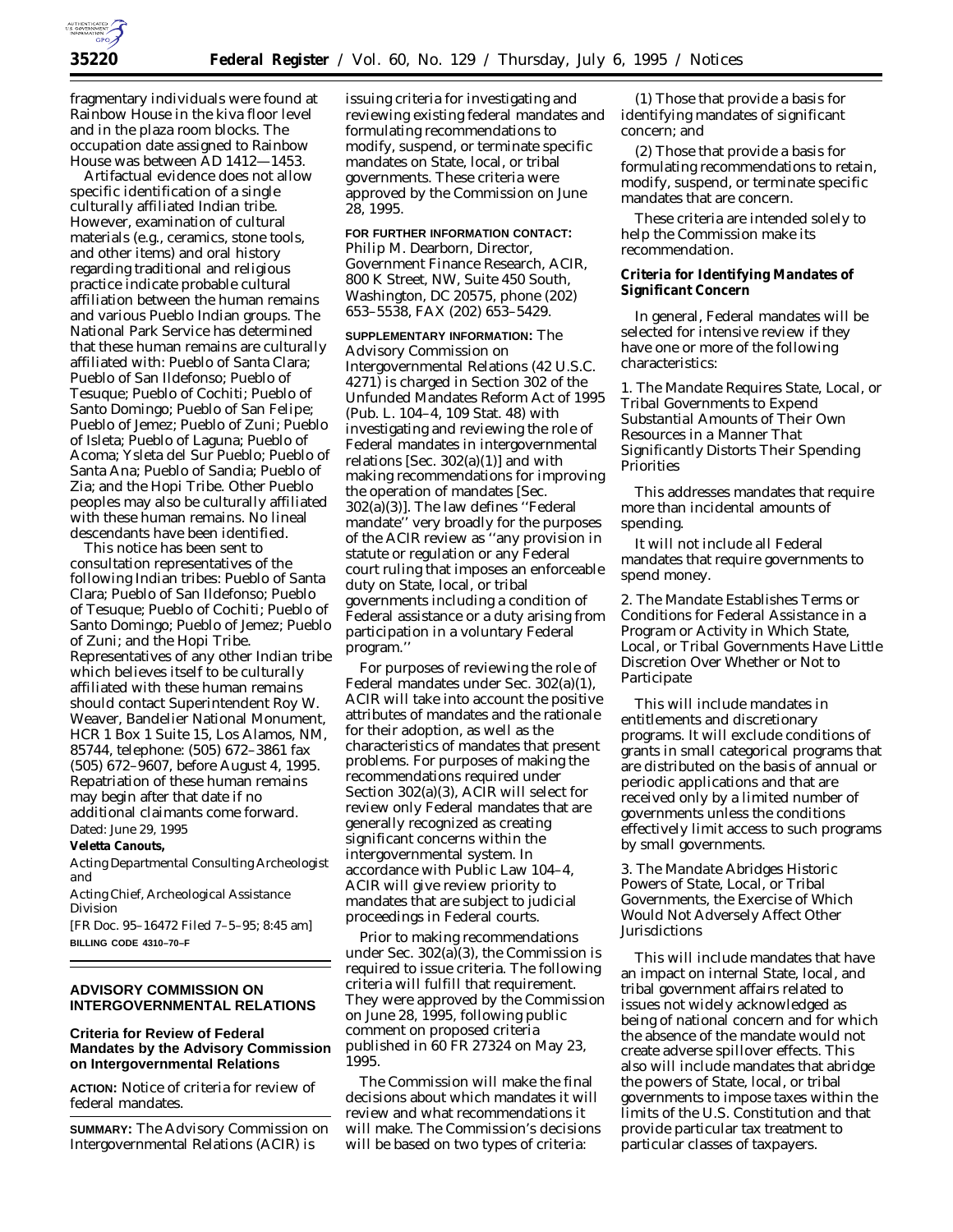fragmentary individuals were found at Rainbow House in the kiva floor level and in the plaza room blocks. The occupation date assigned to Rainbow House was between AD 1412—1453.

Artifactual evidence does not allow specific identification of a single culturally affiliated Indian tribe. However, examination of cultural materials (e.g., ceramics, stone tools, and other items) and oral history regarding traditional and religious practice indicate probable cultural affiliation between the human remains and various Pueblo Indian groups. The National Park Service has determined that these human remains are culturally affiliated with: Pueblo of Santa Clara; Pueblo of San Ildefonso; Pueblo of Tesuque; Pueblo of Cochiti; Pueblo of Santo Domingo; Pueblo of San Felipe; Pueblo of Jemez; Pueblo of Zuni; Pueblo of Isleta; Pueblo of Laguna; Pueblo of Acoma; Ysleta del Sur Pueblo; Pueblo of Santa Ana; Pueblo of Sandia; Pueblo of Zia; and the Hopi Tribe. Other Pueblo peoples may also be culturally affiliated with these human remains. No lineal descendants have been identified.

This notice has been sent to consultation representatives of the following Indian tribes: Pueblo of Santa Clara; Pueblo of San Ildefonso; Pueblo of Tesuque; Pueblo of Cochiti; Pueblo of Santo Domingo; Pueblo of Jemez; Pueblo of Zuni; and the Hopi Tribe. Representatives of any other Indian tribe which believes itself to be culturally affiliated with these human remains should contact Superintendent Roy W. Weaver, Bandelier National Monument, HCR 1 Box 1 Suite 15, Los Alamos, NM, 85744, telephone: (505) 672–3861 fax (505) 672–9607, before August 4, 1995. Repatriation of these human remains may begin after that date if no additional claimants come forward.

Dated: June 29, 1995

**Veletta Canouts,**

*Acting Departmental Consulting Archeologist and*

*Acting Chief, Archeological Assistance Division*

[FR Doc. 95–16472 Filed 7–5–95; 8:45 am]

**BILLING CODE 4310–70–F**

## ADVISORY COMMISSION ON INTERGOVERNMENTAL RELATIONS

### Criteria for Review of Federal Mandates by the Advisory Commission on Intergovernmental Relations

**ACTION:** Notice of criteria for review of federal mandates.

**SUMMARY:** The Advisory Commission on Intergovernmental Relations (ACIR) is issuing criteria for investigating and reviewing existing federal mandates and formulating recommendations to modify, suspend, or terminate specific mandates on State, local, or tribal governments. These criteria were approved by the Commission on June 28, 1995.

**FOR FURTHER INFORMATION CONTACT:** Philip M. Dearborn, Director, Government Finance Research, ACIR, 800 K Street, NW, Suite 450 South, Washington, DC 20575, phone (202) 653–5538, FAX (202) 653–5429.

**SUPPLEMENTARY INFORMATION:** The Advisory Commission on Intergovernmental Relations (42 U.S.C. 4271) is charged in Section 302 of the Unfunded Mandates Reform Act of 1995 (Pub. L. 104–4, 109 Stat. 48) with investigating and reviewing the role of Federal mandates in intergovernmental relations [Sec. 302(a)(1)] and with making recommendations for improving the operation of mandates [Sec. 302(a)(3)]. The law defines ''Federal mandate'' very broadly for the purposes of the ACIR review as ''any provision in statute or regulation or any Federal court ruling that imposes an enforceable duty on State, local, or tribal governments including a condition of Federal assistance or a duty arising from participation in a voluntary Federal program.''

For purposes of reviewing the role of Federal mandates under Sec. 302(a)(1), ACIR will take into account the positive attributes of mandates and the rationale for their adoption, as well as the characteristics of mandates that present problems. For purposes of making the recommendations required under Section 302(a)(3), ACIR will select for review only Federal mandates that are generally recognized as creating significant concerns within the intergovernmental system. In accordance with Public Law 104–4, ACIR will give review priority to mandates that are subject to judicial proceedings in Federal courts.

Prior to making recommendations under Sec. 302(a)(3), the Commission is required to issue criteria. The following criteria will fulfill that requirement. They were approved by the Commission on June 28, 1995, following public comment on proposed criteria published in 60 FR 27324 on May 23, 1995.

The Commission will make the final decisions about which mandates it will review and what recommendations it will make. The Commission's decisions will be based on two types of criteria:

(1) Those that provide a basis for identifying mandates of significant concern; and

(2) Those that provide a basis for formulating recommendations to retain, modify, suspend, or terminate specific mandates that are concern.

These criteria are intended solely to help the Commission make its recommendation.

### Criteria for Identifying Mandates of Significant Concern

In general, Federal mandates will be selected for intensive review if they have one or more of the following characteristics:

*1. The Mandate Requires State, Local, or Tribal Governments to Expend Substantial Amounts of Their Own Resources in a Manner That Significantly Distorts Their Spending Priorities*

This addresses mandates that require more than incidental amounts of spending.

It will not include all Federal mandates that require governments to spend money.

*2. The Mandate Establishes Terms or Conditions for Federal Assistance in a Program or Activity in Which State, Local, or Tribal Governments Have Little Discretion Over Whether or Not to Participate*

This will include mandates in entitlements and discretionary programs. It will exclude conditions of grants in small categorical programs that are distributed on the basis of annual or periodic applications and that are received only by a limited number of governments unless the conditions effectively limit access to such programs by small governments.

*3. The Mandate Abridges Historic Powers of State, Local, or Tribal Governments, the Exercise of Which Would Not Adversely Affect Other Jurisdictions*

This will include mandates that have an impact on internal State, local, and tribal government affairs related to issues not widely acknowledged as being of national concern and for which the absence of the mandate would not create adverse spillover effects. This also will include mandates that abridge the powers of State, local, or tribal governments to impose taxes within the limits of the U.S. Constitution and that provide particular tax treatment to particular classes of taxpayers.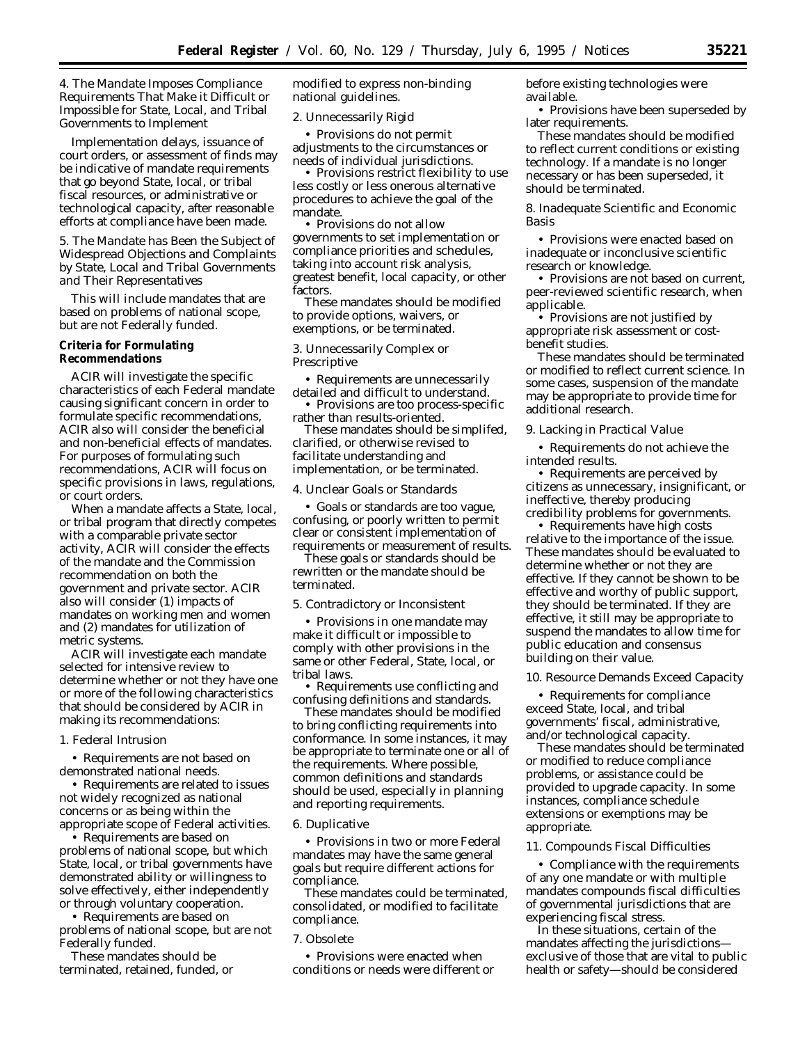4. The Mandate Imposes Compliance Requirements That Make it Difficult or Impossible for State, Local, and Tribal Governments to Implement

Implementation delays, issuance of court orders, or assessment of finds may be indicative of mandate requirements that go beyond State, local, or tribal fiscal resources, or administrative or technological capacity, after reasonable efforts at compliance have been made.

5. The Mandate has Been the Subject of Widespread Objections and Complaints by State, Local and Tribal Governments and Their Representatives

This will include mandates that are based on problems of national scope, but are not Federally funded.

**Criteria for Formulating Recommendations**

ACIR will investigate the specific characteristics of each Federal mandate causing significant concern in order to formulate specific recommendations, ACIR also will consider the beneficial and non-beneficial effects of mandates. For purposes of formulating such recommendations, ACIR will focus on specific provisions in laws, regulations, or court orders.

When a mandate affects a State, local, or tribal program that directly competes with a comparable private sector activity, ACIR will consider the effects of the mandate and the Commission recommendation on both the government and private sector. ACIR also will consider (1) impacts of mandates on working men and women and (2) mandates for utilization of metric systems.

ACIR will investigate each mandate selected for intensive review to determine whether or not they have one or more of the following characteristics that should be considered by ACIR in making its recommendations:

1. Federal Intrusion

- Requirements are not based on demonstrated national needs.
- Requirements are related to issues not widely recognized as national concerns or as being within the appropriate scope of Federal activities.
- Requirements are based on problems of national scope, but which State, local, or tribal governments have demonstrated ability or willingness to solve effectively, either independently or through voluntary cooperation.
- Requirements are based on problems of national scope, but are not Federally funded.

These mandates should be terminated, retained, funded, or modified to express non-binding national guidelines.

2. Unnecessarily Rigid

- Provisions do not permit adjustments to the circumstances or needs of individual jurisdictions.
- Provisions restrict flexibility to use less costly or less onerous alternative procedures to achieve the goal of the mandate.
- Provisions do not allow governments to set implementation or compliance priorities and schedules, taking into account risk analysis, greatest benefit, local capacity, or other factors.

These mandates should be modified to provide options, waivers, or exemptions, or be terminated.

3. Unnecessarily Complex or Prescriptive

- Requirements are unnecessarily detailed and difficult to understand.
- Provisions are too process-specific rather than results-oriented.

These mandates should be simplifed, clarified, or otherwise revised to facilitate understanding and implementation, or be terminated.

4. Unclear Goals or Standards

- Goals or standards are too vague, confusing, or poorly written to permit clear or consistent implementation of requirements or measurement of results.

These goals or standards should be rewritten or the mandate should be terminated.

5. Contradictory or Inconsistent

- Provisions in one mandate may make it difficult or impossible to comply with other provisions in the same or other Federal, State, local, or tribal laws.
- Requirements use conflicting and confusing definitions and standards.

These mandates should be modified to bring conflicting requirements into conformance. In some instances, it may be appropriate to terminate one or all of the requirements. Where possible, common definitions and standards should be used, especially in planning and reporting requirements.

6. Duplicative

- Provisions in two or more Federal mandates may have the same general goals but require different actions for compliance.

These mandates could be terminated, consolidated, or modified to facilitate compliance.

7. Obsolete

- Provisions were enacted when conditions or needs were different or before existing technologies were available.
- Provisions have been superseded by later requirements.

These mandates should be modified to reflect current conditions or existing technology. If a mandate is no longer necessary or has been superseded, it should be terminated.

8. Inadequate Scientific and Economic Basis

- Provisions were enacted based on inadequate or inconclusive scientific research or knowledge.
- Provisions are not based on current, peer-reviewed scientific research, when applicable.
- Provisions are not justified by appropriate risk assessment or cost-benefit studies.

These mandates should be terminated or modified to reflect current science. In some cases, suspension of the mandate may be appropriate to provide time for additional research.

9. Lacking in Practical Value

- Requirements do not achieve the intended results.
- Requirements are perceived by citizens as unnecessary, insignificant, or ineffective, thereby producing credibility problems for governments.
- Requirements have high costs relative to the importance of the issue.

These mandates should be evaluated to determine whether or not they are effective. If they cannot be shown to be effective and worthy of public support, they should be terminated. If they are effective, it still may be appropriate to suspend the mandates to allow time for public education and consensus building on their value.

10. Resource Demands Exceed Capacity

- Requirements for compliance exceed State, local, and tribal governments' fiscal, administrative, and/or technological capacity.

These mandates should be terminated or modified to reduce compliance problems, or assistance could be provided to upgrade capacity. In some instances, compliance schedule extensions or exemptions may be appropriate.

11. Compounds Fiscal Difficulties

- Compliance with the requirements of any one mandate or with multiple mandates compounds fiscal difficulties of governmental jurisdictions that are experiencing fiscal stress.

In these situations, certain of the mandates affecting the jurisdictions—exclusive of those that are vital to public health or safety—should be considered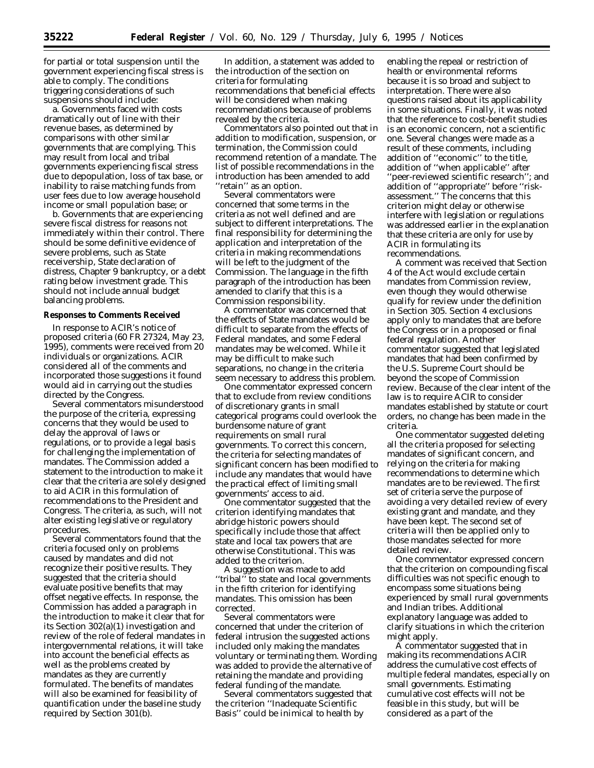for partial or total suspension until the government experiencing fiscal stress is able to comply. The conditions triggering considerations of such suspensions should include:

a. Governments faced with costs dramatically out of line with their revenue bases, as determined by comparisons with other similar governments that are complying. This may result from local and tribal governments experiencing fiscal stress due to depopulation, loss of tax base, or inability to raise matching funds from user fees due to low average household income or small population base; or

b. Governments that are experiencing severe fiscal distress for reasons not immediately within their control. There should be some definitive evidence of severe problems, such as State receivership, State declaration of distress, Chapter 9 bankruptcy, or a debt rating below investment grade. This should not include annual budget balancing problems.

**Responses to Comments Received**

In response to ACIR's notice of proposed criteria (60 FR 27324, May 23, 1995), comments were received from 20 individuals or organizations. ACIR considered all of the comments and incorporated those suggestions it found would aid in carrying out the studies directed by the Congress.

Several commentators misunderstood the purpose of the criteria, expressing concerns that they would be used to delay the approval of laws or regulations, or to provide a legal basis for challenging the implementation of mandates. The Commission added a statement to the introduction to make it clear that the criteria are solely designed to aid ACIR in this formulation of recommendations to the President and Congress. The criteria, as such, will not alter existing legislative or regulatory procedures.

Several commentators found that the criteria focused only on problems caused by mandates and did not recognize their positive results. They suggested that the criteria should evaluate positive benefits that may offset negative effects. In response, the Commission has added a paragraph in the introduction to make it clear that for its Section 302(a)(1) investigation and review of the role of federal mandates in intergovernmental relations, it will take into account the beneficial effects as well as the problems created by mandates as they are currently formulated. The benefits of mandates will also be examined for feasibility of quantification under the baseline study required by Section 301(b).

In addition, a statement was added to the introduction of the section on criteria for formulating recommendations that beneficial effects will be considered when making recommendations because of problems revealed by the criteria.

Commentators also pointed out that in addition to modification, suspension, or termination, the Commission could recommend retention of a mandate. The list of possible recommendations in the introduction has been amended to add ''retain'' as an option.

Several commentators were concerned that some terms in the criteria as not well defined and are subject to different interpretations. The final responsibility for determining the application and interpretation of the criteria in making recommendations will be left to the judgment of the Commission. The language in the fifth paragraph of the introduction has been amended to clarify that this is a Commission responsibility.

A commentator was concerned that the effects of State mandates would be difficult to separate from the effects of Federal mandates, and some Federal mandates may be welcomed. While it may be difficult to make such separations, no change in the criteria seem necessary to address this problem.

One commentator expressed concern that to exclude from review conditions of discretionary grants in small categorical programs could overlook the burdensome nature of grant requirements on small rural governments. To correct this concern, the criteria for selecting mandates of significant concern has been modified to include any mandates that would have the practical effect of limiting small governments' access to aid.

One commentator suggested that the criterion identifying mandates that abridge historic powers should specifically include those that affect state and local tax powers that are otherwise Constitutional. This was added to the criterion.

A suggestion was made to add ''tribal'' to state and local governments in the fifth criterion for identifying mandates. This omission has been corrected.

Several commentators were concerned that under the criterion of federal intrusion the suggested actions included only making the mandates voluntary or terminating them. Wording was added to provide the alternative of retaining the mandate and providing federal funding of the mandate.

Several commentators suggested that the criterion ''Inadequate Scientific Basis'' could be inimical to health by enabling the repeal or restriction of health or environmental reforms because it is so broad and subject to interpretation. There were also questions raised about its applicability in some situations. Finally, it was noted that the reference to cost-benefit studies is an economic concern, not a scientific one. Several changes were made as a result of these comments, including addition of ''economic'' to the title, addition of ''when applicable'' after ''peer-reviewed scientific research''; and addition of ''appropriate'' before ''risk-assessment.'' The concerns that this criterion might delay or otherwise interfere with legislation or regulations was addressed earlier in the explanation that these criteria are only for use by ACIR in formulating its recommendations.

A comment was received that Section 4 of the Act would exclude certain mandates from Commission review, even though they would otherwise qualify for review under the definition in Section 305. Section 4 exclusions apply only to mandates that are before the Congress or in a proposed or final federal regulation. Another commentator suggested that legislated mandates that had been confirmed by the U.S. Supreme Court should be beyond the scope of Commission review. Because of the clear intent of the law is to require ACIR to consider mandates established by statute or court orders, no change has been made in the criteria.

One commentator suggested deleting all the criteria proposed for selecting mandates of significant concern, and relying on the criteria for making recommendations to determine which mandates are to be reviewed. The first set of criteria serve the purpose of avoiding a very detailed review of every existing grant and mandate, and they have been kept. The second set of criteria will then be applied only to those mandates selected for more detailed review.

One commentator expressed concern that the criterion on compounding fiscal difficulties was not specific enough to encompass some situations being experienced by small rural governments and Indian tribes. Additional explanatory language was added to clarify situations in which the criterion might apply.

A commentator suggested that in making its recommendations ACIR address the cumulative cost effects of multiple federal mandates, especially on small governments. Estimating cumulative cost effects will not be feasible in this study, but will be considered as a part of the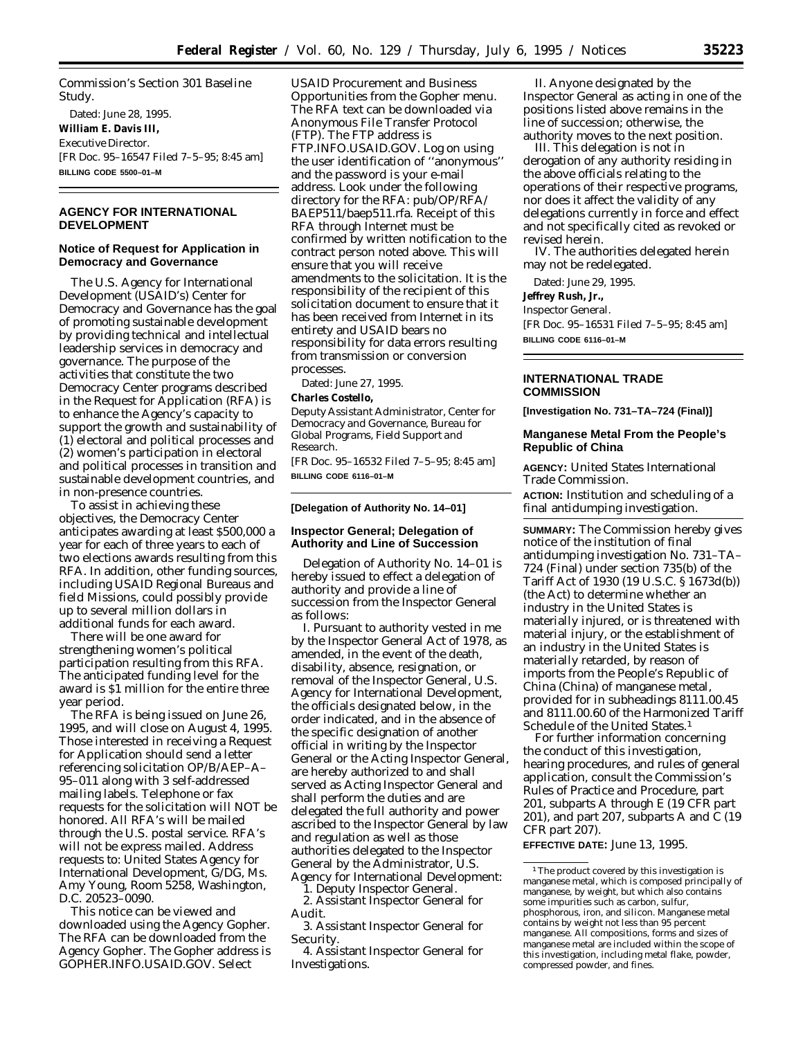Commission's Section 301 Baseline Study.

Dated: June 28, 1995.

**William E. Davis III,**

*Executive Director.*

[FR Doc. 95–16547 Filed 7–5–95; 8:45 am]

**BILLING CODE 5500–01–M**

## AGENCY FOR INTERNATIONAL DEVELOPMENT

### Notice of Request for Application in Democracy and Governance

The U.S. Agency for International Development (USAID's) Center for Democracy and Governance has the goal of promoting sustainable development by providing technical and intellectual leadership services in democracy and governance. The purpose of the activities that constitute the two Democracy Center programs described in the Request for Application (RFA) is to enhance the Agency's capacity to support the growth and sustainability of (1) electoral and political processes and (2) women's participation in electoral and political processes in transition and sustainable development countries, and in non-presence countries.

To assist in achieving these objectives, the Democracy Center anticipates awarding at least $500,000 a year for each of three years to each of two elections awards resulting from this RFA. In addition, other funding sources, including USAID Regional Bureaus and field Missions, could possibly provide up to several million dollars in additional funds for each award.

There will be one award for strengthening women's political participation resulting from this RFA. The anticipated funding level for the award is $1 million for the entire three year period.

The RFA is being issued on June 26, 1995, and will close on August 4, 1995. Those interested in receiving a Request for Application should send a letter referencing solicitation OP/B/AEP–A–95–011 along with 3 self-addressed mailing labels. Telephone or fax requests for the solicitation will NOT be honored. All RFA's will be mailed through the U.S. postal service. RFA's will not be express mailed. Address requests to: United States Agency for International Development, G/DG, Ms. Amy Young, Room 5258, Washington, D.C. 20523–0090.

This notice can be viewed and downloaded using the Agency Gopher. The RFA can be downloaded from the Agency Gopher. The Gopher address is GOPHER.INFO.USAID.GOV. Select USAID Procurement and Business Opportunities from the Gopher menu. The RFA text can be downloaded via Anonymous File Transfer Protocol (FTP). The FTP address is FTP.INFO.USAID.GOV. Log on using the user identification of ''anonymous'' and the password is your e-mail address. Look under the following directory for the RFA: pub/OP/RFA/BAEP511/baep511.rfa. Receipt of this RFA through Internet must be confirmed by written notification to the contract person noted above. This will ensure that you will receive amendments to the solicitation. It is the responsibility of the recipient of this solicitation document to ensure that it has been received from Internet in its entirety and USAID bears no responsibility for data errors resulting from transmission or conversion processes.

Dated: June 27, 1995.

**Charles Costello,**

*Deputy Assistant Administrator, Center for Democracy and Governance, Bureau for Global Programs, Field Support and Research.*

[FR Doc. 95–16532 Filed 7–5–95; 8:45 am]

**BILLING CODE 6116–01–M**

**[Delegation of Authority No. 14–01]**

### Inspector General; Delegation of Authority and Line of Succession

Delegation of Authority No. 14–01 is hereby issued to effect a delegation of authority and provide a line of succession from the Inspector General as follows:

I. Pursuant to authority vested in me by the Inspector General Act of 1978, as amended, in the event of the death, disability, absence, resignation, or removal of the Inspector General, U.S. Agency for International Development, the officials designated below, in the order indicated, and in the absence of the specific designation of another official in writing by the Inspector General or the Acting Inspector General, are hereby authorized to and shall served as Acting Inspector General and shall perform the duties and are delegated the full authority and power ascribed to the Inspector General by law and regulation as well as those authorities delegated to the Inspector General by the Administrator, U.S. Agency for International Development:

1. Deputy Inspector General.
2. Assistant Inspector General for Audit.
3. Assistant Inspector General for Security.
4. Assistant Inspector General for Investigations.

II. Anyone designated by the Inspector General as acting in one of the positions listed above remains in the line of succession; otherwise, the authority moves to the next position.

III. This delegation is not in derogation of any authority residing in the above officials relating to the operations of their respective programs, nor does it affect the validity of any delegations currently in force and effect and not specifically cited as revoked or revised herein.

IV. The authorities delegated herein may not be redelegated.

Dated: June 29, 1995.

**Jeffrey Rush, Jr.,**

*Inspector General.*

[FR Doc. 95–16531 Filed 7–5–95; 8:45 am]

**BILLING CODE 6116–01–M**

## INTERNATIONAL TRADE COMMISSION

**[Investigation No. 731–TA–724 (Final)]**

### Manganese Metal From the People's Republic of China

**AGENCY:** United States International Trade Commission.

**ACTION:** Institution and scheduling of a final antidumping investigation.

**SUMMARY:** The Commission hereby gives notice of the institution of final antidumping investigation No. 731–TA–724 (Final) under section 735(b) of the Tariff Act of 1930 (19 U.S.C. § 1673d(b)) (the Act) to determine whether an industry in the United States is materially injured, or is threatened with material injury, or the establishment of an industry in the United States is materially retarded, by reason of imports from the People's Republic of China (China) of manganese metal, provided for in subheadings 8111.00.45 and 8111.00.60 of the Harmonized Tariff Schedule of the United States.[1]

For further information concerning the conduct of this investigation, hearing procedures, and rules of general application, consult the Commission's Rules of Practice and Procedure, part 201, subparts A through E (19 CFR part 201), and part 207, subparts A and C (19 CFR part 207).

**EFFECTIVE DATE:** June 13, 1995.

[1] The product covered by this investigation is manganese metal, which is composed principally of manganese, by weight, but which also contains some impurities such as carbon, sulfur, phosphorous, iron, and silicon. Manganese metal contains by weight not less than 95 percent manganese. All compositions, forms and sizes of manganese metal are included within the scope of this investigation, including metal flake, powder, compressed powder, and fines.